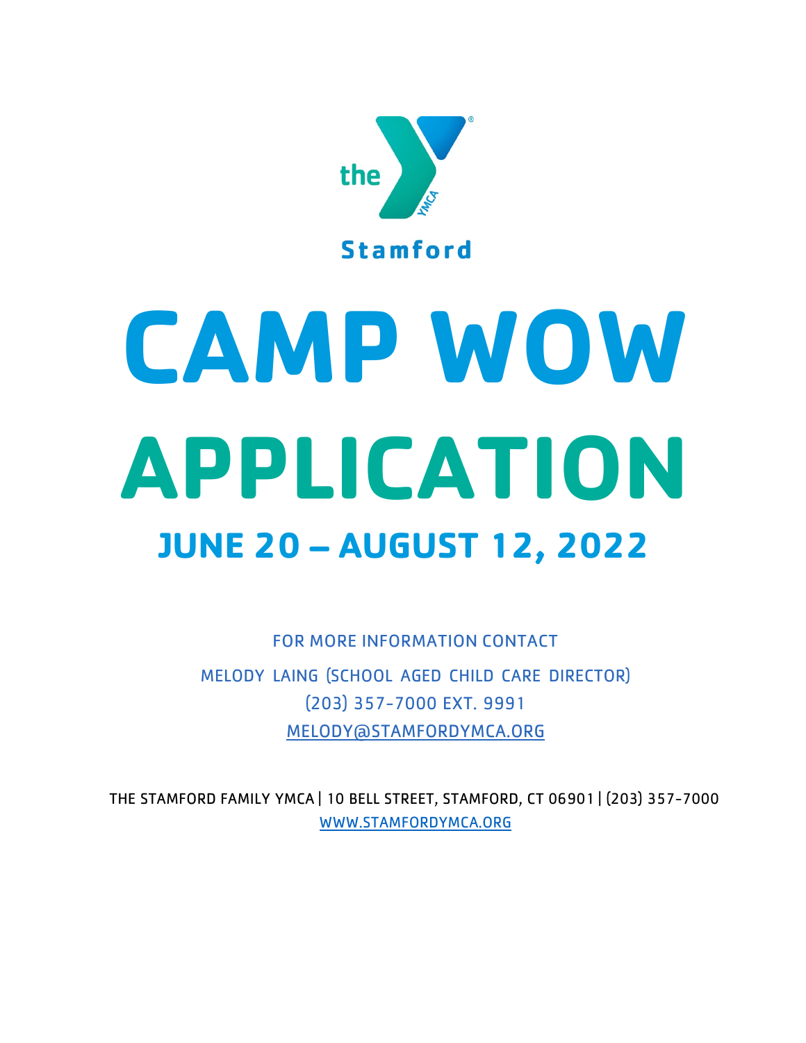the YMCA

Stamford

# CAMP WOW

# APPLICATION

## JUNE 20 – AUGUST 12, 2022

FOR MORE INFORMATION CONTACT

MELODY LAING (SCHOOL AGED CHILD CARE DIRECTOR)

(203) 357-7000 EXT. 9991

MELODY@STAMFORDYMCA.ORG

THE STAMFORD FAMILY YMCA | 10 BELL STREET, STAMFORD, CT 06901 | (203) 357-7000

WWW.STAMFORDYMCA.ORG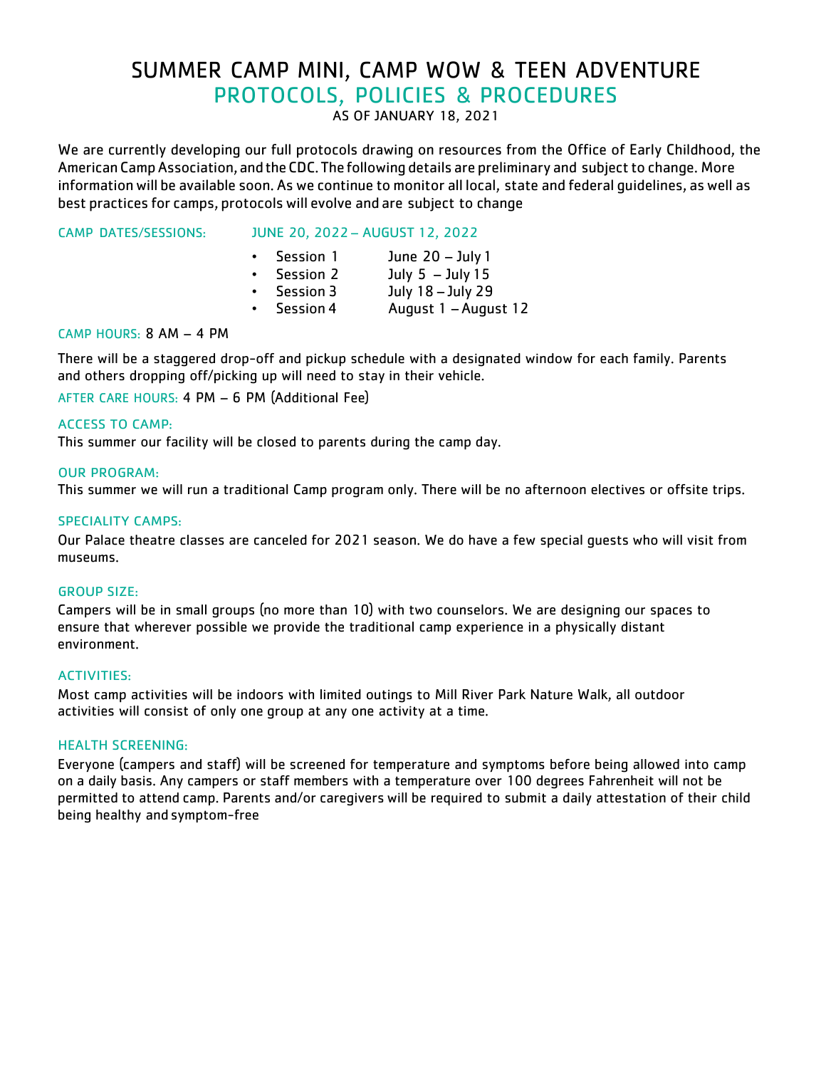# SUMMER CAMP MINI, CAMP WOW & TEEN ADVENTURE

## PROTOCOLS, POLICIES & PROCEDURES

AS OF JANUARY 18, 2021

We are currently developing our full protocols drawing on resources from the Office of Early Childhood, the American Camp Association, and the CDC. The following details are preliminary and subject to change. More information will be available soon. As we continue to monitor all local, state and federal guidelines, as well as best practices for camps, protocols will evolve and are subject to change

CAMP DATES/SESSIONS: JUNE 20, 2022 – AUGUST 12, 2022

- Session 1 June 20 – July 1
- Session 2 July 5 – July 15
- Session 3 July 18 – July 29
- Session 4 August 1 – August 12

CAMP HOURS: 8 AM – 4 PM

There will be a staggered drop-off and pickup schedule with a designated window for each family. Parents and others dropping off/picking up will need to stay in their vehicle.

AFTER CARE HOURS: 4 PM – 6 PM (Additional Fee)

### ACCESS TO CAMP:

This summer our facility will be closed to parents during the camp day.

### OUR PROGRAM:

This summer we will run a traditional Camp program only. There will be no afternoon electives or offsite trips.

### SPECIALITY CAMPS:

Our Palace theatre classes are canceled for 2021 season. We do have a few special guests who will visit from museums.

### GROUP SIZE:

Campers will be in small groups (no more than 10) with two counselors. We are designing our spaces to ensure that wherever possible we provide the traditional camp experience in a physically distant environment.

### ACTIVITIES:

Most camp activities will be indoors with limited outings to Mill River Park Nature Walk, all outdoor activities will consist of only one group at any one activity at a time.

### HEALTH SCREENING:

Everyone (campers and staff) will be screened for temperature and symptoms before being allowed into camp on a daily basis. Any campers or staff members with a temperature over 100 degrees Fahrenheit will not be permitted to attend camp. Parents and/or caregivers will be required to submit a daily attestation of their child being healthy and symptom-free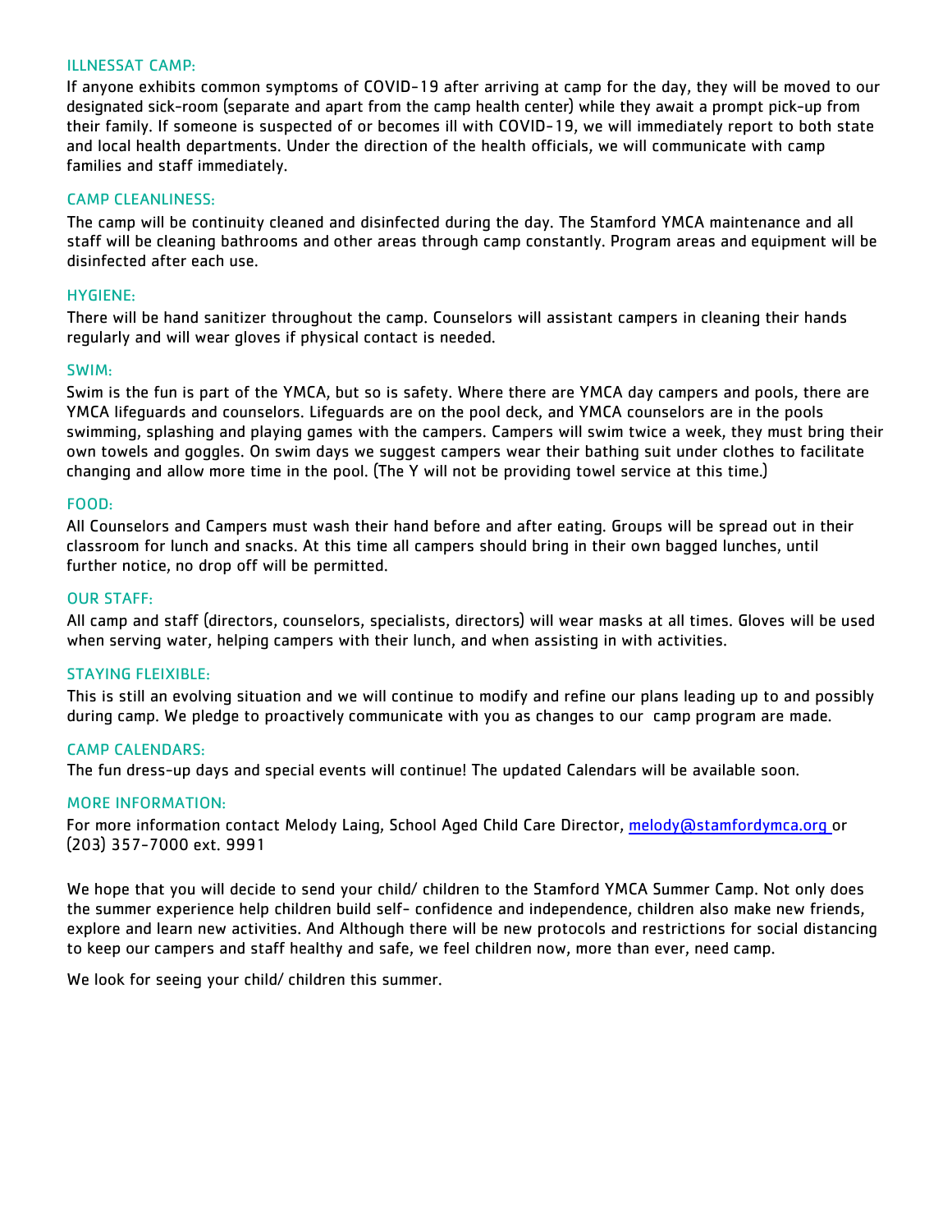### ILLNESSAT CAMP:

If anyone exhibits common symptoms of COVID-19 after arriving at camp for the day, they will be moved to our designated sick-room (separate and apart from the camp health center) while they await a prompt pick-up from their family. If someone is suspected of or becomes ill with COVID-19, we will immediately report to both state and local health departments. Under the direction of the health officials, we will communicate with camp families and staff immediately.

### CAMP CLEANLINESS:

The camp will be continuity cleaned and disinfected during the day. The Stamford YMCA maintenance and all staff will be cleaning bathrooms and other areas through camp constantly. Program areas and equipment will be disinfected after each use.

### HYGIENE:

There will be hand sanitizer throughout the camp. Counselors will assistant campers in cleaning their hands regularly and will wear gloves if physical contact is needed.

### SWIM:

Swim is the fun is part of the YMCA, but so is safety. Where there are YMCA day campers and pools, there are YMCA lifeguards and counselors. Lifeguards are on the pool deck, and YMCA counselors are in the pools swimming, splashing and playing games with the campers. Campers will swim twice a week, they must bring their own towels and goggles. On swim days we suggest campers wear their bathing suit under clothes to facilitate changing and allow more time in the pool. (The Y will not be providing towel service at this time.)

### FOOD:

All Counselors and Campers must wash their hand before and after eating. Groups will be spread out in their classroom for lunch and snacks. At this time all campers should bring in their own bagged lunches, until further notice, no drop off will be permitted.

### OUR STAFF:

All camp and staff (directors, counselors, specialists, directors) will wear masks at all times. Gloves will be used when serving water, helping campers with their lunch, and when assisting in with activities.

### STAYING FLEIXIBLE:

This is still an evolving situation and we will continue to modify and refine our plans leading up to and possibly during camp. We pledge to proactively communicate with you as changes to our camp program are made.

### CAMP CALENDARS:

The fun dress-up days and special events will continue! The updated Calendars will be available soon.

### MORE INFORMATION:

For more information contact Melody Laing, School Aged Child Care Director, [melody@stamfordymca.org](mailto:melody@stamfordymca.org) or (203) 357-7000 ext. 9991

We hope that you will decide to send your child/ children to the Stamford YMCA Summer Camp. Not only does the summer experience help children build self- confidence and independence, children also make new friends, explore and learn new activities. And Although there will be new protocols and restrictions for social distancing to keep our campers and staff healthy and safe, we feel children now, more than ever, need camp.

We look for seeing your child/ children this summer.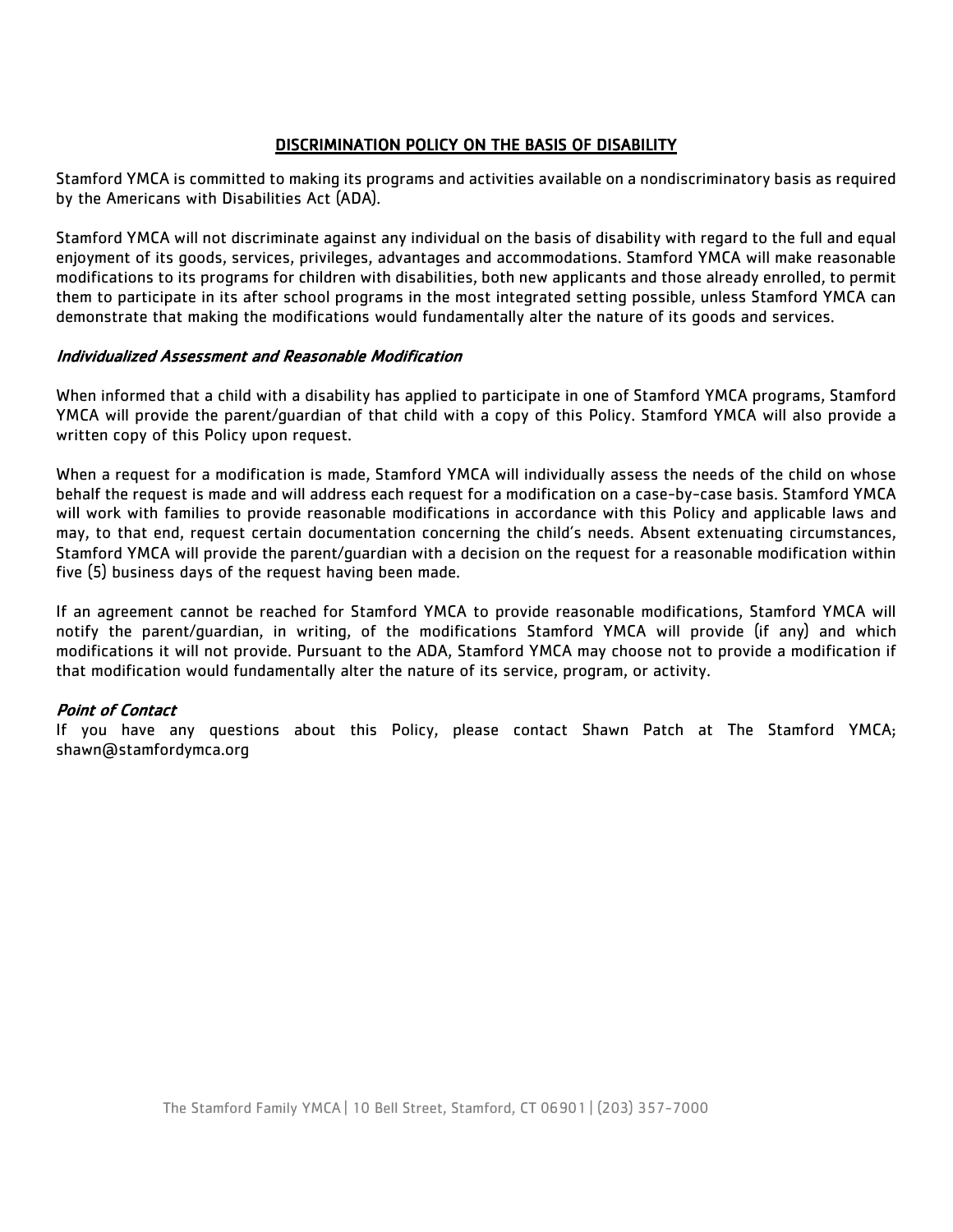## DISCRIMINATION POLICY ON THE BASIS OF DISABILITY

Stamford YMCA is committed to making its programs and activities available on a nondiscriminatory basis as required by the Americans with Disabilities Act (ADA).

Stamford YMCA will not discriminate against any individual on the basis of disability with regard to the full and equal enjoyment of its goods, services, privileges, advantages and accommodations. Stamford YMCA will make reasonable modifications to its programs for children with disabilities, both new applicants and those already enrolled, to permit them to participate in its after school programs in the most integrated setting possible, unless Stamford YMCA can demonstrate that making the modifications would fundamentally alter the nature of its goods and services.

### *Individualized Assessment and Reasonable Modification*

When informed that a child with a disability has applied to participate in one of Stamford YMCA programs, Stamford YMCA will provide the parent/guardian of that child with a copy of this Policy. Stamford YMCA will also provide a written copy of this Policy upon request.

When a request for a modification is made, Stamford YMCA will individually assess the needs of the child on whose behalf the request is made and will address each request for a modification on a case-by-case basis. Stamford YMCA will work with families to provide reasonable modifications in accordance with this Policy and applicable laws and may, to that end, request certain documentation concerning the child's needs. Absent extenuating circumstances, Stamford YMCA will provide the parent/guardian with a decision on the request for a reasonable modification within five (5) business days of the request having been made.

If an agreement cannot be reached for Stamford YMCA to provide reasonable modifications, Stamford YMCA will notify the parent/guardian, in writing, of the modifications Stamford YMCA will provide (if any) and which modifications it will not provide. Pursuant to the ADA, Stamford YMCA may choose not to provide a modification if that modification would fundamentally alter the nature of its service, program, or activity.

### *Point of Contact*

If you have any questions about this Policy, please contact Shawn Patch at The Stamford YMCA; shawn@stamfordymca.org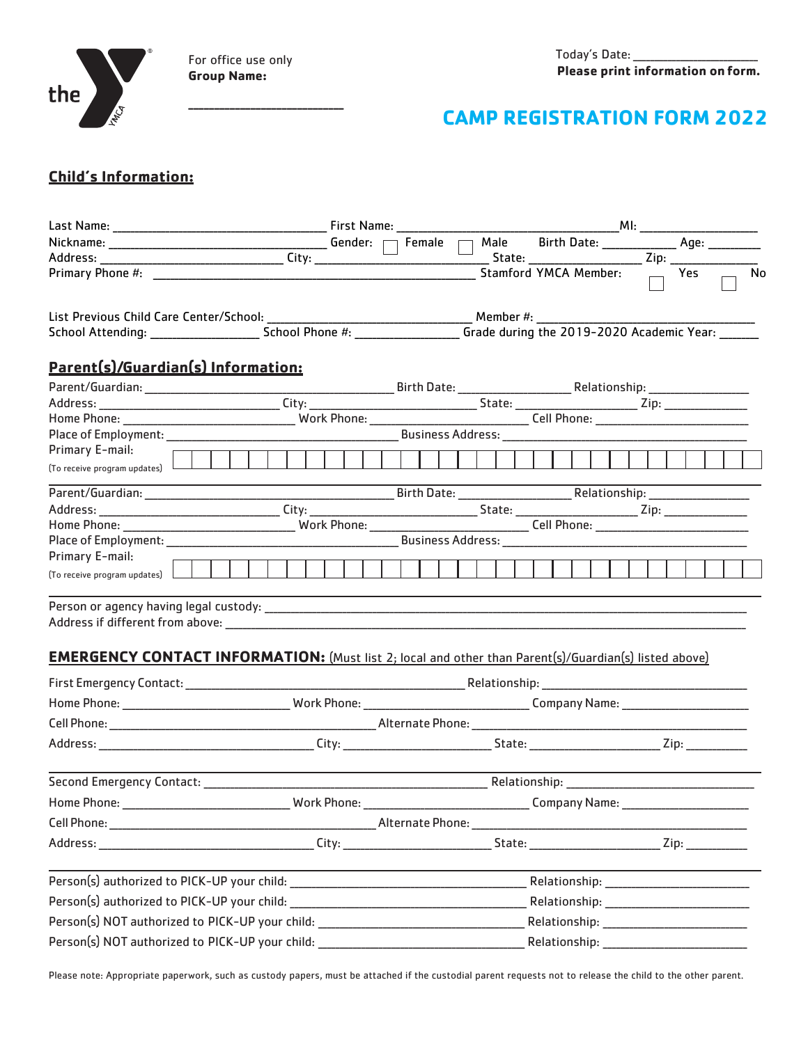the YMCA

For office use only
**Group Name:**

______________________

Today's Date: ________________
**Please print information on form.**

# CAMP REGISTRATION FORM 2022

## Child's Information:

Last Name: ______________________________ First Name: ______________________________ MI: ________________
Nickname: ______________________________ Gender: ☐ Female ☐ Male Birth Date: __________ Age: _______
Address: ________________________ City: ________________________ State: ______________ Zip: ___________
Primary Phone #: ____________________________________________ Stamford YMCA Member: ☐ Yes ☐ No

List Previous Child Care Center/School: ____________________________ Member #: ______________________________
School Attending: ________________ School Phone #: ______________ Grade during the 2019-2020 Academic Year: _____

## Parent(s)/Guardian(s) Information:

Parent/Guardian: ____________________________________ Birth Date: _______________ Relationship: ______________
Address: __________________________ City: ________________________ State: __________________ Zip: ____________
Home Phone: _________________________ Work Phone: _______________________ Cell Phone: ______________________
Place of Employment: _________________________________ Business Address: ___________________________________
Primary E-mail:
(To receive program updates)

Parent/Guardian: ____________________________________ Birth Date: _______________ Relationship: ______________
Address: __________________________ City: ________________________ State: __________________ Zip: ____________
Home Phone: _________________________ Work Phone: _______________________ Cell Phone: ______________________
Place of Employment: _________________________________ Business Address: ___________________________________
Primary E-mail:
(To receive program updates)

Person or agency having legal custody: _____________________________________________________________________
Address if different from above: __________________________________________________________________________

## EMERGENCY CONTACT INFORMATION: (Must list 2; local and other than Parent(s)/Guardian(s) listed above)

First Emergency Contact: ________________________________________ Relationship: ______________________________
Home Phone: _______________________ Work Phone: _______________________ Company Name: __________________
Cell Phone: ______________________________________ Alternate Phone: ____________________________________________
Address: _______________________________ City: _____________________ State: __________________ Zip: _________

Second Emergency Contact: ______________________________________ Relationship: ______________________________
Home Phone: _______________________ Work Phone: _______________________ Company Name: __________________
Cell Phone: ______________________________________ Alternate Phone: ____________________________________________
Address: _______________________________ City: _____________________ State: __________________ Zip: _________

Person(s) authorized to PICK-UP your child: ___________________________________ Relationship: ____________________
Person(s) authorized to PICK-UP your child: ___________________________________ Relationship: ____________________
Person(s) NOT authorized to PICK-UP your child: ______________________________ Relationship: ____________________
Person(s) NOT authorized to PICK-UP your child: ______________________________ Relationship: ____________________

Please note: Appropriate paperwork, such as custody papers, must be attached if the custodial parent requests not to release the child to the other parent.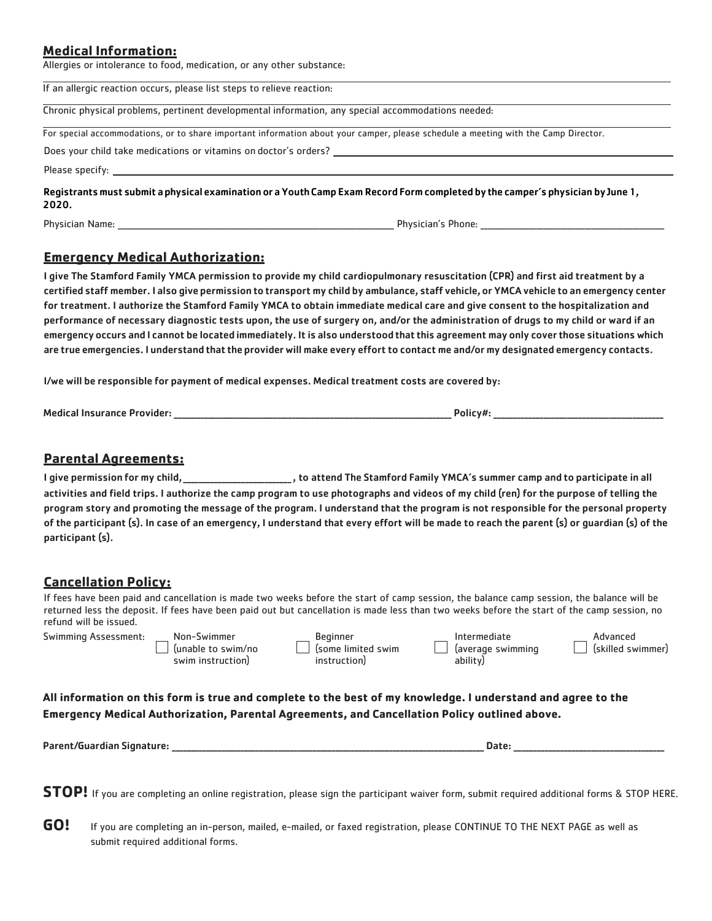## Medical Information:

Allergies or intolerance to food, medication, or any other substance:

If an allergic reaction occurs, please list steps to relieve reaction:

Chronic physical problems, pertinent developmental information, any special accommodations needed:

For special accommodations, or to share important information about your camper, please schedule a meeting with the Camp Director.

Does your child take medications or vitamins on doctor's orders? ______________________________

Please specify: ______________________________

**Registrants must submit a physical examination or a Youth Camp Exam Record Form completed by the camper's physician by June 1, 2020.**

Physician Name: ______________________________ Physician's Phone: ______________________________

## Emergency Medical Authorization:

**I give The Stamford Family YMCA permission to provide my child cardiopulmonary resuscitation (CPR) and first aid treatment by a certified staff member. I also give permission to transport my child by ambulance, staff vehicle, or YMCA vehicle to an emergency center for treatment. I authorize the Stamford Family YMCA to obtain immediate medical care and give consent to the hospitalization and performance of necessary diagnostic tests upon, the use of surgery on, and/or the administration of drugs to my child or ward if an emergency occurs and I cannot be located immediately. It is also understood that this agreement may only cover those situations which are true emergencies. I understand that the provider will make every effort to contact me and/or my designated emergency contacts.**

**I/we will be responsible for payment of medical expenses. Medical treatment costs are covered by:**

**Medical Insurance Provider: ______________________________ Policy#: ______________________________**

## Parental Agreements:

**I give permission for my child, ____________________ , to attend The Stamford Family YMCA's summer camp and to participate in all activities and field trips. I authorize the camp program to use photographs and videos of my child (ren) for the purpose of telling the program story and promoting the message of the program. I understand that the program is not responsible for the personal property of the participant (s). In case of an emergency, I understand that every effort will be made to reach the parent (s) or guardian (s) of the participant (s).**

## Cancellation Policy:

If fees have been paid and cancellation is made two weeks before the start of camp session, the balance camp session, the balance will be returned less the deposit. If fees have been paid out but cancellation is made less than two weeks before the start of the camp session, no refund will be issued.

Swimming Assessment:

- ☐ Non-Swimmer (unable to swim/no swim instruction)
- ☐ Beginner (some limited swim instruction)
- ☐ Intermediate (average swimming ability)
- ☐ Advanced (skilled swimmer)

**All information on this form is true and complete to the best of my knowledge. I understand and agree to the Emergency Medical Authorization, Parental Agreements, and Cancellation Policy outlined above.**

**Parent/Guardian Signature: ______________________________ Date: ______________________________**

**STOP!** If you are completing an online registration, please sign the participant waiver form, submit required additional forms & STOP HERE.

**GO!** If you are completing an in-person, mailed, e-mailed, or faxed registration, please CONTINUE TO THE NEXT PAGE as well as submit required additional forms.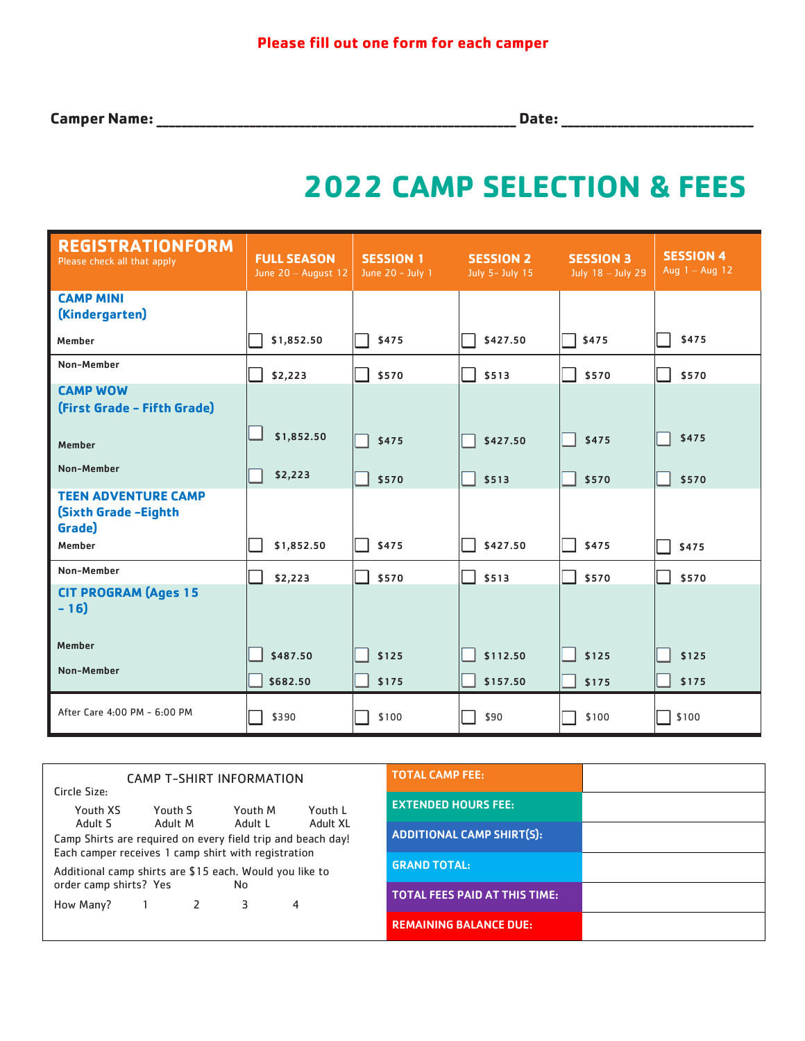**Please fill out one form for each camper**

**Camper Name:** ________________________________________________ **Date:** _________________________

# 2022 CAMP SELECTION & FEES

| REGISTRATIONFORM<br>Please check all that apply | FULL SEASON<br>June 20 – August 12 | SESSION 1<br>June 20 - July 1 | SESSION 2<br>July 5- July 15 | SESSION 3<br>July 18 – July 29 | SESSION 4<br>Aug 1 – Aug 12 |
|---|---|---|---|---|---|
| **CAMP MINI (Kindergarten)** | | | | | |
| Member | ☐ $1,852.50 | ☐ $475 | ☐ $427.50 | ☐ $475 | ☐ $475 |
| Non-Member | ☐ $2,223 | ☐ $570 | ☐ $513 | ☐ $570 | ☐ $570 |
| **CAMP WOW (First Grade - Fifth Grade)** | | | | | |
| Member | ☐ $1,852.50 | ☐ $475 | ☐ $427.50 | ☐ $475 | ☐ $475 |
| Non-Member | ☐ $2,223 | ☐ $570 | ☐ $513 | ☐ $570 | ☐ $570 |
| **TEEN ADVENTURE CAMP (Sixth Grade -Eighth Grade)** | | | | | |
| Member | ☐ $1,852.50 | ☐ $475 | ☐ $427.50 | ☐ $475 | ☐ $475 |
| Non-Member | ☐ $2,223 | ☐ $570 | ☐ $513 | ☐ $570 | ☐ $570 |
| **CIT PROGRAM (Ages 15 - 16)** | | | | | |
| Member | ☐ $487.50 | ☐ $125 | ☐ $112.50 | ☐ $125 | ☐ $125 |
| Non-Member | ☐ $682.50 | ☐ $175 | ☐ $157.50 | ☐ $175 | ☐ $175 |
| After Care 4:00 PM - 6:00 PM | ☐ $390 | ☐ $100 | ☐ $90 | ☐ $100 | ☐ $100 |

CAMP T-SHIRT INFORMATION

Circle Size:

Youth XS   Youth S   Youth M   Youth L
Adult S   Adult M   Adult L   Adult XL

Camp Shirts are required on every field trip and beach day!
Each camper receives 1 camp shirt with registration

Additional camp shirts are $15 each. Would you like to order camp shirts? Yes   No

How Many?   1   2   3   4

| | |
|---|---|
| **TOTAL CAMP FEE:** | |
| **EXTENDED HOURS FEE:** | |
| **ADDITIONAL CAMP SHIRT(S):** | |
| **GRAND TOTAL:** | |
| **TOTAL FEES PAID AT THIS TIME:** | |
| **REMAINING BALANCE DUE:** | |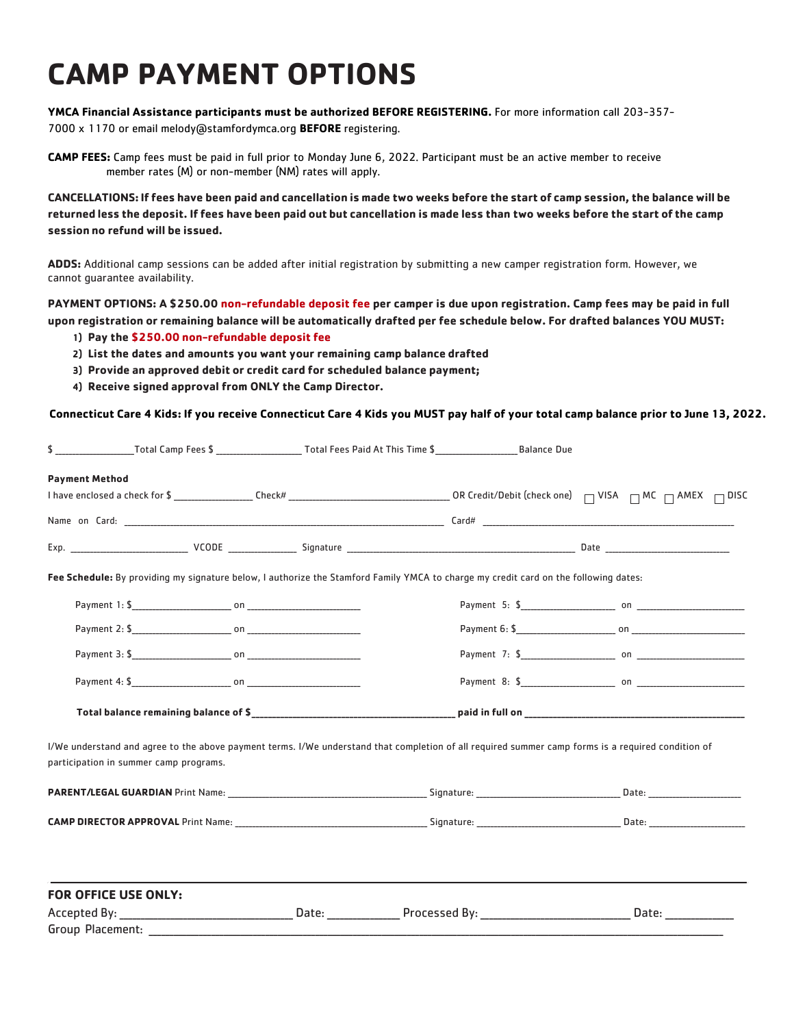# CAMP PAYMENT OPTIONS

**YMCA Financial Assistance participants must be authorized BEFORE REGISTERING.** For more information call 203-357-7000 x 1170 or email melody@stamfordymca.org **BEFORE** registering.

**CAMP FEES:** Camp fees must be paid in full prior to Monday June 6, 2022. Participant must be an active member to receive member rates (M) or non-member (NM) rates will apply.

**CANCELLATIONS: If fees have been paid and cancellation is made two weeks before the start of camp session, the balance will be returned less the deposit. If fees have been paid out but cancellation is made less than two weeks before the start of the camp session no refund will be issued.**

**ADDS:** Additional camp sessions can be added after initial registration by submitting a new camper registration form. However, we cannot guarantee availability.

**PAYMENT OPTIONS: A $250.00 non-refundable deposit fee per camper is due upon registration. Camp fees may be paid in full upon registration or remaining balance will be automatically drafted per fee schedule below. For drafted balances YOU MUST:**

1) **Pay the $250.00 non-refundable deposit fee**
2) **List the dates and amounts you want your remaining camp balance drafted**
3) **Provide an approved debit or credit card for scheduled balance payment;**
4) **Receive signed approval from ONLY the Camp Director.**

**Connecticut Care 4 Kids: If you receive Connecticut Care 4 Kids you MUST pay half of your total camp balance prior to June 13, 2022.**

$ ________________Total Camp Fees $ _________________ Total Fees Paid At This Time $_________________Balance Due

**Payment Method**

I have enclosed a check for $ ________________ Check# __________________________________ OR Credit/Debit (check one) ☐ VISA ☐ MC ☐ AMEX ☐ DISC

Name on Card: ________________________________________________________________ Card# ______________________________________________

Exp. _________________________ VCODE ______________ Signature __________________________________________________ Date ___________________________

**Fee Schedule:** By providing my signature below, I authorize the Stamford Family YMCA to charge my credit card on the following dates:

Payment 1: $____________________ on _________________________

Payment 2: $____________________ on _________________________

Payment 3: $____________________ on _________________________

Payment 4: $____________________ on _________________________

Payment 5: $____________________ on _________________________

Payment 6: $____________________ on _________________________

Payment 7: $____________________ on _________________________

Payment 8: $____________________ on _________________________

**Total balance remaining balance of $___________________________________________ paid in full on _____________________________________________**

I/We understand and agree to the above payment terms. I/We understand that completion of all required summer camp forms is a required condition of participation in summer camp programs.

**PARENT/LEGAL GUARDIAN** Print Name: ___________________________________________ Signature: _______________________________ Date: ____________________

**CAMP DIRECTOR APPROVAL** Print Name: _________________________________________ Signature: _______________________________ Date: ____________________

---

**FOR OFFICE USE ONLY:**

Accepted By: ____________________________ Date: ____________ Processed By: _________________________ Date: ___________

Group Placement: _______________________________________________________________________________________________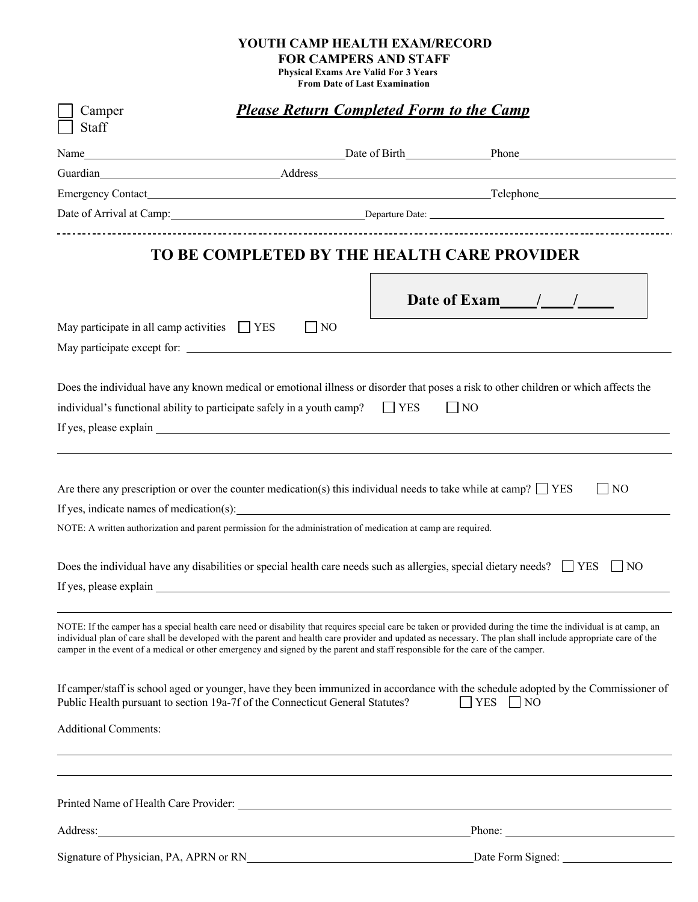# YOUTH CAMP HEALTH EXAM/RECORD FOR CAMPERS AND STAFF

**Physical Exams Are Valid For 3 Years From Date of Last Examination**

☐ Camper
☐ Staff

***Please Return Completed Form to the Camp***

Name________________________________ Date of Birth__________ Phone____________________

Guardian______________________ Address____________________________________________

Emergency Contact_________________________________________ Telephone__________________

Date of Arrival at Camp:______________________ Departure Date: ______________________________

---

## TO BE COMPLETED BY THE HEALTH CARE PROVIDER

**Date of Exam____/____/____**

May participate in all camp activities ☐ YES ☐ NO

May participate except for: ______________________________________________________________

Does the individual have any known medical or emotional illness or disorder that poses a risk to other children or which affects the individual's functional ability to participate safely in a youth camp? ☐ YES ☐ NO

If yes, please explain ______________________________________________________________

______________________________________________________________

Are there any prescription or over the counter medication(s) this individual needs to take while at camp? ☐ YES ☐ NO

If yes, indicate names of medication(s):______________________________________________

NOTE: A written authorization and parent permission for the administration of medication at camp are required.

Does the individual have any disabilities or special health care needs such as allergies, special dietary needs? ☐ YES ☐ NO

If yes, please explain ______________________________________________________________

______________________________________________________________

NOTE: If the camper has a special health care need or disability that requires special care be taken or provided during the time the individual is at camp, an individual plan of care shall be developed with the parent and health care provider and updated as necessary. The plan shall include appropriate care of the camper in the event of a medical or other emergency and signed by the parent and staff responsible for the care of the camper.

If camper/staff is school aged or younger, have they been immunized in accordance with the schedule adopted by the Commissioner of Public Health pursuant to section 19a-7f of the Connecticut General Statutes? ☐ YES ☐ NO

Additional Comments:

______________________________________________________________

______________________________________________________________

Printed Name of Health Care Provider: ______________________________________________

Address:______________________________________ Phone: ______________________

Signature of Physician, PA, APRN or RN______________________________ Date Form Signed: ______________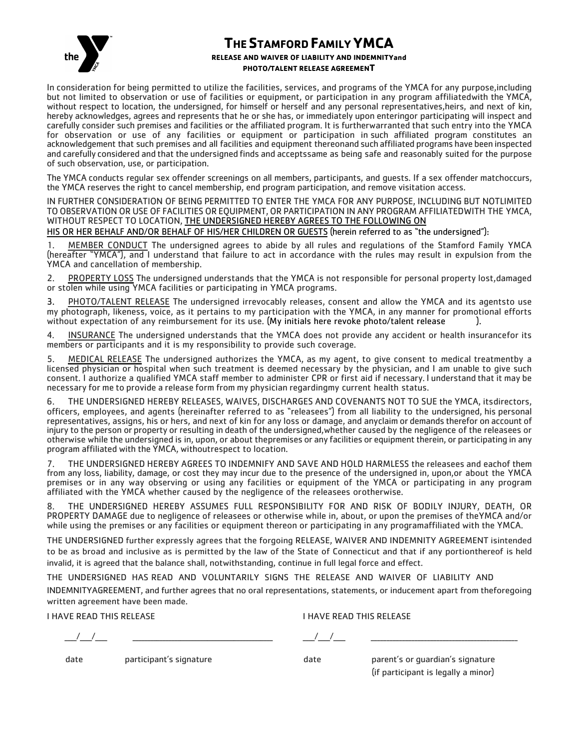# THE STAMFORD FAMILY YMCA

**RELEASE AND WAIVER OF LIABILITY AND INDEMNITYand**
**PHOTO/TALENT RELEASE AGREEMENT**

In consideration for being permitted to utilize the facilities, services, and programs of the YMCA for any purpose,including but not limited to observation or use of facilities or equipment, or participation in any program affiliatedwith the YMCA, without respect to location, the undersigned, for himself or herself and any personal representatives,heirs, and next of kin, hereby acknowledges, agrees and represents that he or she has, or immediately upon enteringor participating will inspect and carefully consider such premises and facilities or the affiliated program. It is furtherwarranted that such entry into the YMCA for observation or use of any facilities or equipment or participation in such affiliated program constitutes an acknowledgement that such premises and all facilities and equipment thereonand such affiliated programs have been inspected and carefully considered and that the undersigned finds and acceptssame as being safe and reasonably suited for the purpose of such observation, use, or participation.

The YMCA conducts regular sex offender screenings on all members, participants, and guests. If a sex offender matchoccurs, the YMCA reserves the right to cancel membership, end program participation, and remove visitation access.

IN FURTHER CONSIDERATION OF BEING PERMITTED TO ENTER THE YMCA FOR ANY PURPOSE, INCLUDING BUT NOTLIMITED TO OBSERVATION OR USE OF FACILITIES OR EQUIPMENT, OR PARTICIPATION IN ANY PROGRAM AFFILIATEDWITH THE YMCA, WITHOUT RESPECT TO LOCATION, <u>THE UNDERSIGNED HEREBY AGREES TO THE FOLLOWING ON HIS OR HER BEHALF AND/OR BEHALF OF HIS/HER CHILDREN OR GUESTS</u> (herein referred to as "the undersigned"):

1. <u>MEMBER CONDUCT</u> The undersigned agrees to abide by all rules and regulations of the Stamford Family YMCA (hereafter "YMCA"), and I understand that failure to act in accordance with the rules may result in expulsion from the YMCA and cancellation of membership.

2. <u>PROPERTY LOSS</u> The undersigned understands that the YMCA is not responsible for personal property lost,damaged or stolen while using YMCA facilities or participating in YMCA programs.

3. <u>PHOTO/TALENT RELEASE</u> The undersigned irrevocably releases, consent and allow the YMCA and its agentsto use my photograph, likeness, voice, as it pertains to my participation with the YMCA, in any manner for promotional efforts without expectation of any reimbursement for its use. (My initials here revoke photo/talent release ________).

4. <u>INSURANCE</u> The undersigned understands that the YMCA does not provide any accident or health insurancefor its members or participants and it is my responsibility to provide such coverage.

5. <u>MEDICAL RELEASE</u> The undersigned authorizes the YMCA, as my agent, to give consent to medical treatmentby a licensed physician or hospital when such treatment is deemed necessary by the physician, and I am unable to give such consent. I authorize a qualified YMCA staff member to administer CPR or first aid if necessary. I understand that it may be necessary for me to provide a release form from my physician regardingmy current health status.

6. THE UNDERSIGNED HEREBY RELEASES, WAIVES, DISCHARGES AND COVENANTS NOT TO SUE the YMCA, itsdirectors, officers, employees, and agents (hereinafter referred to as "releasees") from all liability to the undersigned, his personal representatives, assigns, his or hers, and next of kin for any loss or damage, and anyclaim or demands therefor on account of injury to the person or property or resulting in death of the undersigned,whether caused by the negligence of the releasees or otherwise while the undersigned is in, upon, or about thepremises or any facilities or equipment therein, or participating in any program affiliated with the YMCA, withoutrespect to location.

7. THE UNDERSIGNED HEREBY AGREES TO INDEMNIFY AND SAVE AND HOLD HARMLESS the releasees and eachof them from any loss, liability, damage, or cost they may incur due to the presence of the undersigned in, upon,or about the YMCA premises or in any way observing or using any facilities or equipment of the YMCA or participating in any program affiliated with the YMCA whether caused by the negligence of the releasees orotherwise.

8. THE UNDERSIGNED HEREBY ASSUMES FULL RESPONSIBILITY FOR AND RISK OF BODILY INJURY, DEATH, OR PROPERTY DAMAGE due to negligence of releasees or otherwise while in, about, or upon the premises of theYMCA and/or while using the premises or any facilities or equipment thereon or participating in any programaffiliated with the YMCA.

THE UNDERSIGNED further expressly agrees that the forgoing RELEASE, WAIVER AND INDEMNITY AGREEMENT isintended to be as broad and inclusive as is permitted by the law of the State of Connecticut and that if any portionthereof is held invalid, it is agreed that the balance shall, notwithstanding, continue in full legal force and effect.

THE UNDERSIGNED HAS READ AND VOLUNTARILY SIGNS THE RELEASE AND WAIVER OF LIABILITY AND INDEMNITYAGREEMENT, and further agrees that no oral representations, statements, or inducement apart from theforegoing written agreement have been made.

I HAVE READ THIS RELEASE

___/___/___ ______________________________

date participant's signature

I HAVE READ THIS RELEASE

___/___/___ ______________________________

date parent's or guardian's signature
(if participant is legally a minor)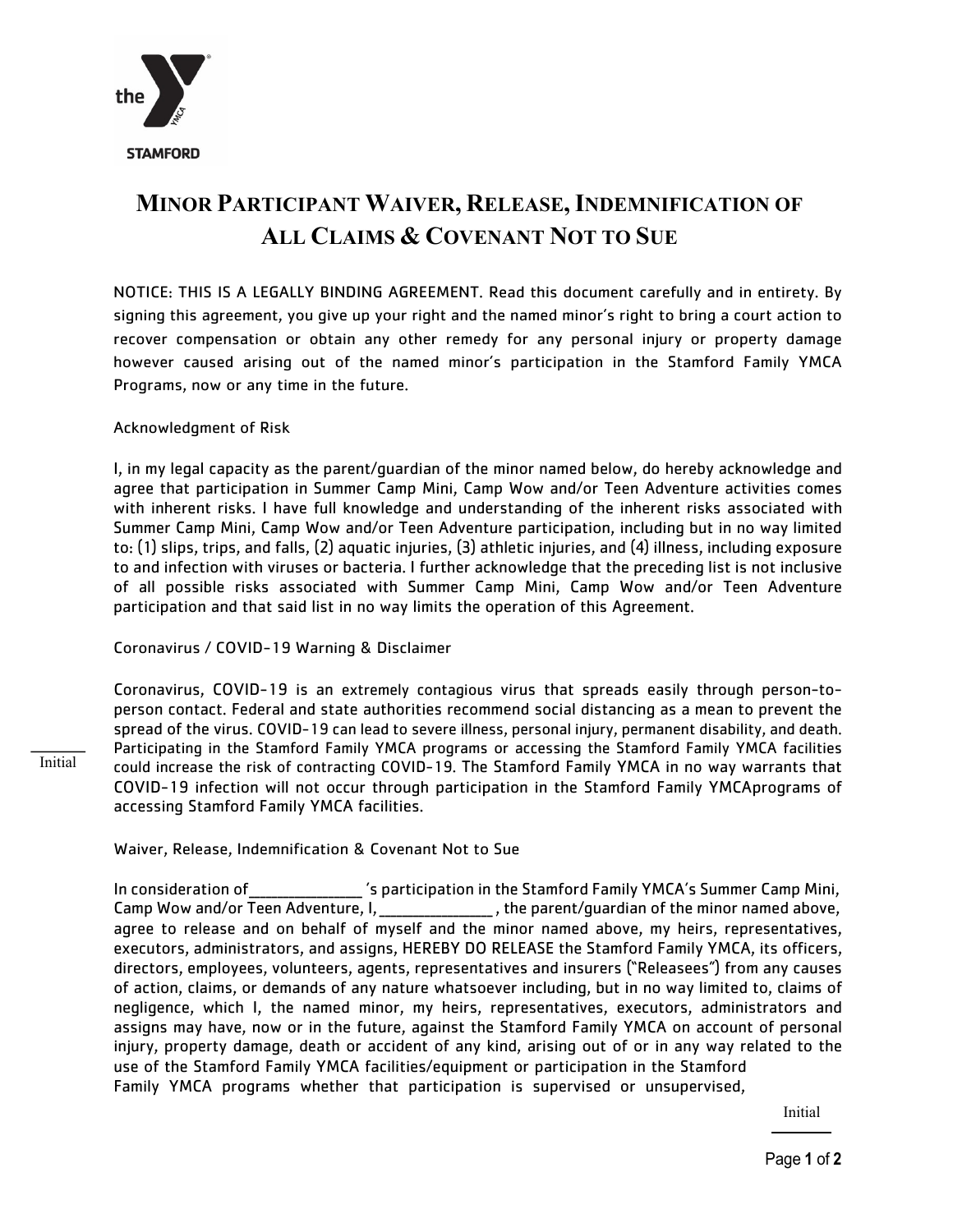# MINOR PARTICIPANT WAIVER, RELEASE, INDEMNIFICATION OF ALL CLAIMS & COVENANT NOT TO SUE

NOTICE: THIS IS A LEGALLY BINDING AGREEMENT. Read this document carefully and in entirety. By signing this agreement, you give up your right and the named minor's right to bring a court action to recover compensation or obtain any other remedy for any personal injury or property damage however caused arising out of the named minor's participation in the Stamford Family YMCA Programs, now or any time in the future.

Acknowledgment of Risk

I, in my legal capacity as the parent/guardian of the minor named below, do hereby acknowledge and agree that participation in Summer Camp Mini, Camp Wow and/or Teen Adventure activities comes with inherent risks. I have full knowledge and understanding of the inherent risks associated with Summer Camp Mini, Camp Wow and/or Teen Adventure participation, including but in no way limited to: (1) slips, trips, and falls, (2) aquatic injuries, (3) athletic injuries, and (4) illness, including exposure to and infection with viruses or bacteria. I further acknowledge that the preceding list is not inclusive of all possible risks associated with Summer Camp Mini, Camp Wow and/or Teen Adventure participation and that said list in no way limits the operation of this Agreement.

Coronavirus / COVID-19 Warning & Disclaimer

Coronavirus, COVID-19 is an extremely contagious virus that spreads easily through person-to-person contact. Federal and state authorities recommend social distancing as a mean to prevent the spread of the virus. COVID-19 can lead to severe illness, personal injury, permanent disability, and death. Participating in the Stamford Family YMCA programs or accessing the Stamford Family YMCA facilities could increase the risk of contracting COVID-19. The Stamford Family YMCA in no way warrants that COVID-19 infection will not occur through participation in the Stamford Family YMCAprograms of accessing Stamford Family YMCA facilities.

______ Initial

Waiver, Release, Indemnification & Covenant Not to Sue

In consideration of______________ 's participation in the Stamford Family YMCA's Summer Camp Mini, Camp Wow and/or Teen Adventure, I,______________ , the parent/guardian of the minor named above, agree to release and on behalf of myself and the minor named above, my heirs, representatives, executors, administrators, and assigns, HEREBY DO RELEASE the Stamford Family YMCA, its officers, directors, employees, volunteers, agents, representatives and insurers ("Releasees") from any causes of action, claims, or demands of any nature whatsoever including, but in no way limited to, claims of negligence, which I, the named minor, my heirs, representatives, executors, administrators and assigns may have, now or in the future, against the Stamford Family YMCA on account of personal injury, property damage, death or accident of any kind, arising out of or in any way related to the use of the Stamford Family YMCA facilities/equipment or participation in the Stamford Family YMCA programs whether that participation is supervised or unsupervised,

Initial ______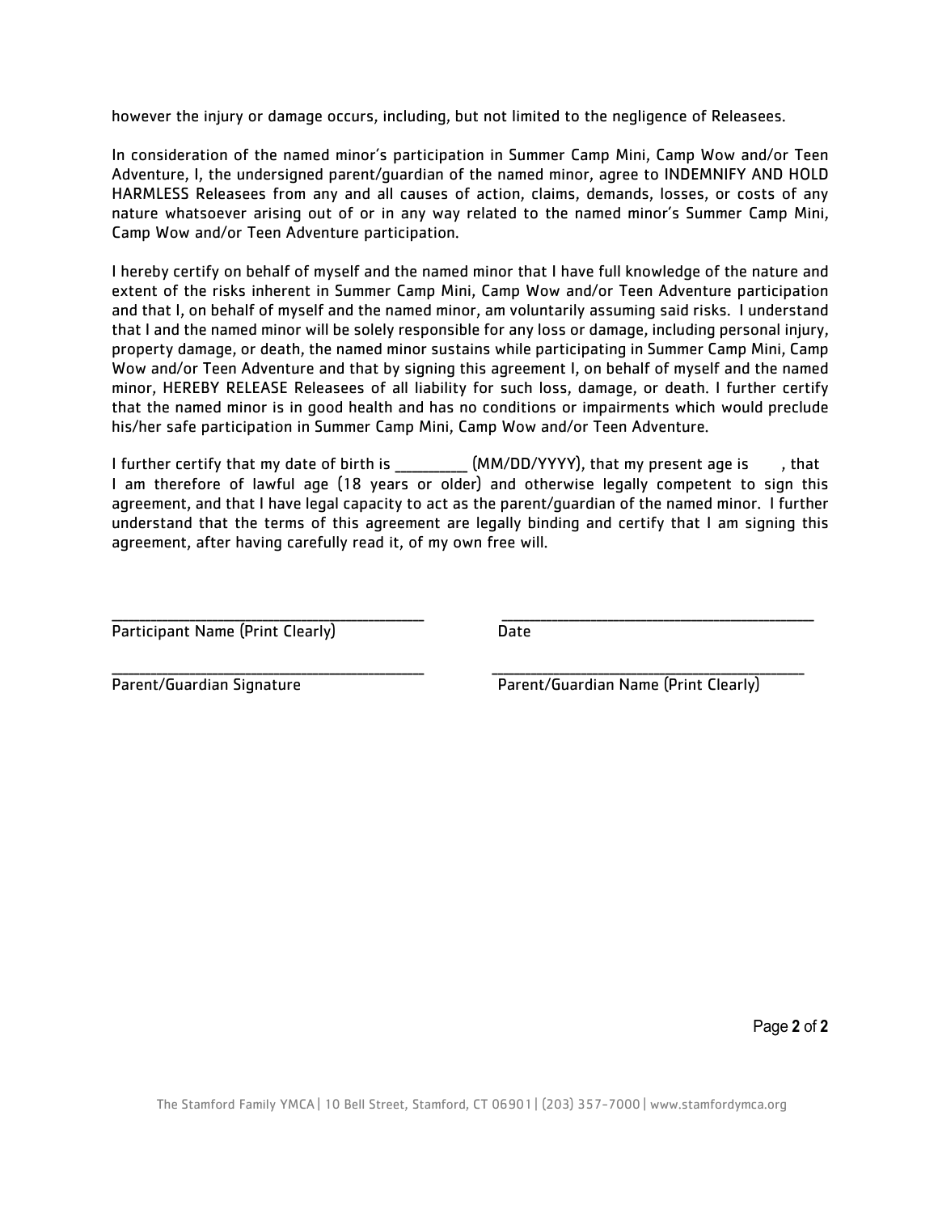however the injury or damage occurs, including, but not limited to the negligence of Releasees.

In consideration of the named minor's participation in Summer Camp Mini, Camp Wow and/or Teen Adventure, I, the undersigned parent/guardian of the named minor, agree to INDEMNIFY AND HOLD HARMLESS Releasees from any and all causes of action, claims, demands, losses, or costs of any nature whatsoever arising out of or in any way related to the named minor's Summer Camp Mini, Camp Wow and/or Teen Adventure participation.

I hereby certify on behalf of myself and the named minor that I have full knowledge of the nature and extent of the risks inherent in Summer Camp Mini, Camp Wow and/or Teen Adventure participation and that I, on behalf of myself and the named minor, am voluntarily assuming said risks. I understand that I and the named minor will be solely responsible for any loss or damage, including personal injury, property damage, or death, the named minor sustains while participating in Summer Camp Mini, Camp Wow and/or Teen Adventure and that by signing this agreement I, on behalf of myself and the named minor, HEREBY RELEASE Releasees of all liability for such loss, damage, or death. I further certify that the named minor is in good health and has no conditions or impairments which would preclude his/her safe participation in Summer Camp Mini, Camp Wow and/or Teen Adventure.

I further certify that my date of birth is _________ (MM/DD/YYYY), that my present age is      , that I am therefore of lawful age (18 years or older) and otherwise legally competent to sign this agreement, and that I have legal capacity to act as the parent/guardian of the named minor. I further understand that the terms of this agreement are legally binding and certify that I am signing this agreement, after having carefully read it, of my own free will.

_______________________________________ _______________________________________
Participant Name (Print Clearly) Date

_______________________________________ _______________________________________
Parent/Guardian Signature Parent/Guardian Name (Print Clearly)

The Stamford Family YMCA | 10 Bell Street, Stamford, CT 06901 | (203) 357-7000 | www.stamfordymca.org